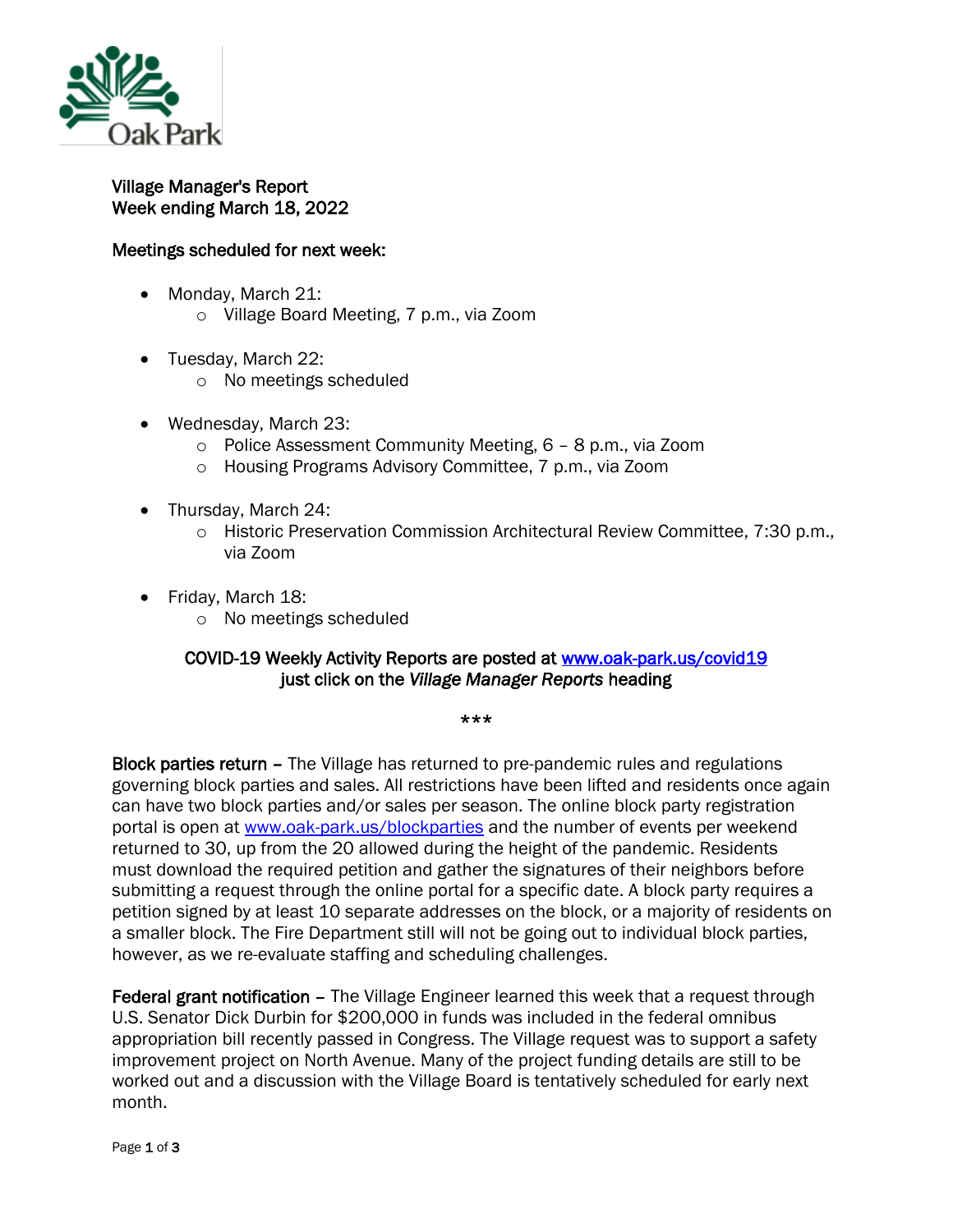Oak Park

**Village Manager's Report**
**Week ending March 18, 2022**

**Meetings scheduled for next week:**

- Monday, March 21:
  - Village Board Meeting, 7 p.m., via Zoom

- Tuesday, March 22:
  - No meetings scheduled

- Wednesday, March 23:
  - Police Assessment Community Meeting, 6 – 8 p.m., via Zoom
  - Housing Programs Advisory Committee, 7 p.m., via Zoom

- Thursday, March 24:
  - Historic Preservation Commission Architectural Review Committee, 7:30 p.m., via Zoom

- Friday, March 18:
  - No meetings scheduled

**COVID-19 Weekly Activity Reports are posted at [www.oak-park.us/covid19](www.oak-park.us/covid19) just click on the *Village Manager Reports* heading**

\*\*\*

**Block parties return –** The Village has returned to pre-pandemic rules and regulations governing block parties and sales. All restrictions have been lifted and residents once again can have two block parties and/or sales per season. The online block party registration portal is open at [www.oak-park.us/blockparties](www.oak-park.us/blockparties) and the number of events per weekend returned to 30, up from the 20 allowed during the height of the pandemic. Residents must download the required petition and gather the signatures of their neighbors before submitting a request through the online portal for a specific date. A block party requires a petition signed by at least 10 separate addresses on the block, or a majority of residents on a smaller block. The Fire Department still will not be going out to individual block parties, however, as we re-evaluate staffing and scheduling challenges.

**Federal grant notification –** The Village Engineer learned this week that a request through U.S. Senator Dick Durbin for $200,000 in funds was included in the federal omnibus appropriation bill recently passed in Congress. The Village request was to support a safety improvement project on North Avenue. Many of the project funding details are still to be worked out and a discussion with the Village Board is tentatively scheduled for early next month.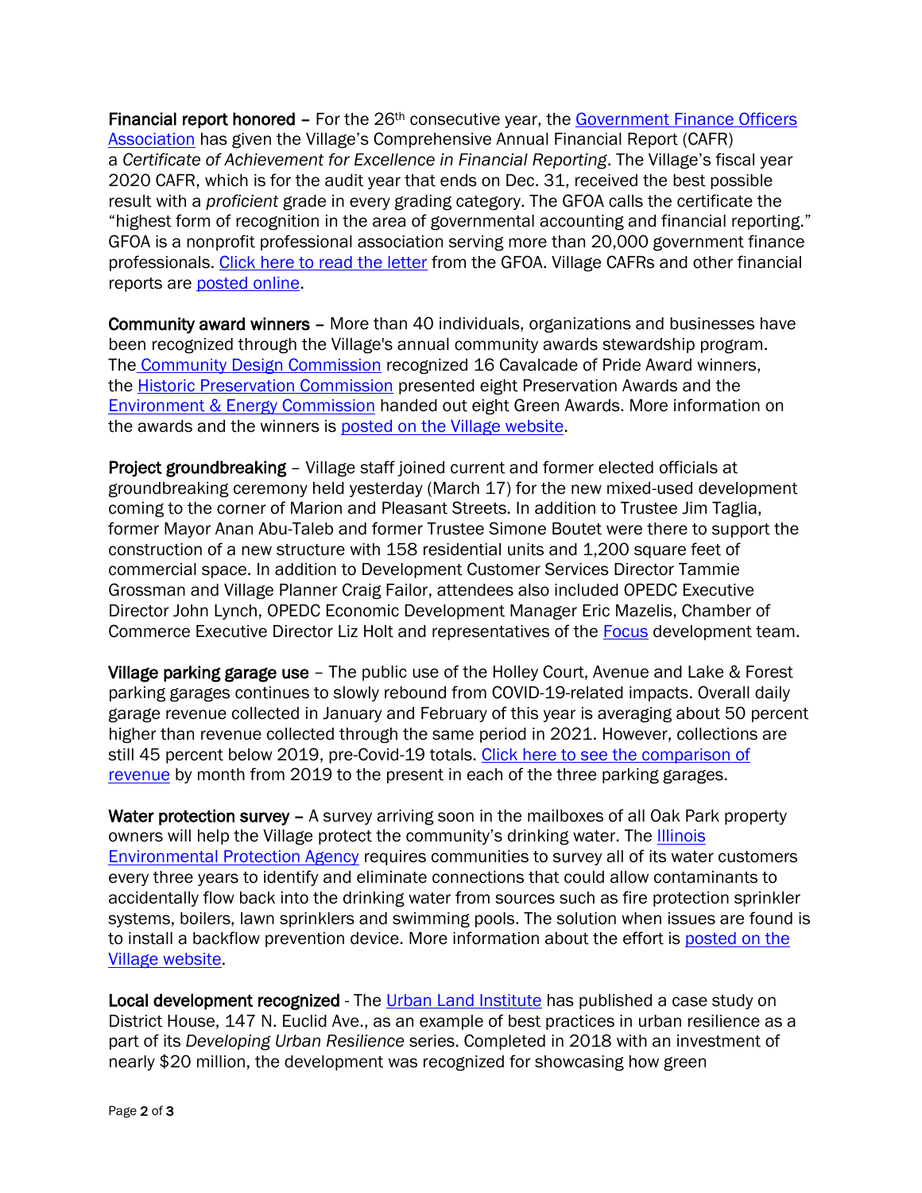**Financial report honored –** For the 26th consecutive year, the Government Finance Officers Association has given the Village's Comprehensive Annual Financial Report (CAFR) a *Certificate of Achievement for Excellence in Financial Reporting*. The Village's fiscal year 2020 CAFR, which is for the audit year that ends on Dec. 31, received the best possible result with a *proficient* grade in every grading category. The GFOA calls the certificate the "highest form of recognition in the area of governmental accounting and financial reporting." GFOA is a nonprofit professional association serving more than 20,000 government finance professionals. Click here to read the letter from the GFOA. Village CAFRs and other financial reports are posted online.

**Community award winners –** More than 40 individuals, organizations and businesses have been recognized through the Village's annual community awards stewardship program. The Community Design Commission recognized 16 Cavalcade of Pride Award winners, the Historic Preservation Commission presented eight Preservation Awards and the Environment & Energy Commission handed out eight Green Awards. More information on the awards and the winners is posted on the Village website.

**Project groundbreaking** – Village staff joined current and former elected officials at groundbreaking ceremony held yesterday (March 17) for the new mixed-used development coming to the corner of Marion and Pleasant Streets. In addition to Trustee Jim Taglia, former Mayor Anan Abu-Taleb and former Trustee Simone Boutet were there to support the construction of a new structure with 158 residential units and 1,200 square feet of commercial space. In addition to Development Customer Services Director Tammie Grossman and Village Planner Craig Failor, attendees also included OPEDC Executive Director John Lynch, OPEDC Economic Development Manager Eric Mazelis, Chamber of Commerce Executive Director Liz Holt and representatives of the Focus development team.

**Village parking garage use** – The public use of the Holley Court, Avenue and Lake & Forest parking garages continues to slowly rebound from COVID-19-related impacts. Overall daily garage revenue collected in January and February of this year is averaging about 50 percent higher than revenue collected through the same period in 2021. However, collections are still 45 percent below 2019, pre-Covid-19 totals. Click here to see the comparison of revenue by month from 2019 to the present in each of the three parking garages.

**Water protection survey –** A survey arriving soon in the mailboxes of all Oak Park property owners will help the Village protect the community's drinking water. The Illinois Environmental Protection Agency requires communities to survey all of its water customers every three years to identify and eliminate connections that could allow contaminants to accidentally flow back into the drinking water from sources such as fire protection sprinkler systems, boilers, lawn sprinklers and swimming pools. The solution when issues are found is to install a backflow prevention device. More information about the effort is posted on the Village website.

**Local development recognized** - The Urban Land Institute has published a case study on District House, 147 N. Euclid Ave., as an example of best practices in urban resilience as a part of its *Developing Urban Resilience* series. Completed in 2018 with an investment of nearly $20 million, the development was recognized for showcasing how green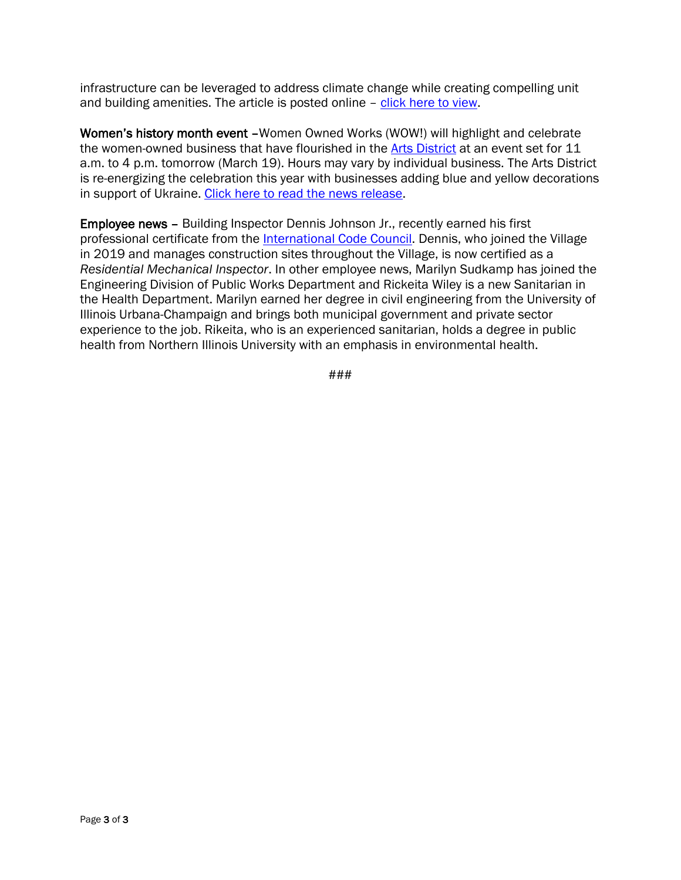infrastructure can be leveraged to address climate change while creating compelling unit and building amenities. The article is posted online – click here to view.

**Women's history month event** –Women Owned Works (WOW!) will highlight and celebrate the women-owned business that have flourished in the Arts District at an event set for 11 a.m. to 4 p.m. tomorrow (March 19). Hours may vary by individual business. The Arts District is re-energizing the celebration this year with businesses adding blue and yellow decorations in support of Ukraine. Click here to read the news release.

**Employee news** – Building Inspector Dennis Johnson Jr., recently earned his first professional certificate from the International Code Council. Dennis, who joined the Village in 2019 and manages construction sites throughout the Village, is now certified as a *Residential Mechanical Inspector*. In other employee news, Marilyn Sudkamp has joined the Engineering Division of Public Works Department and Rickeita Wiley is a new Sanitarian in the Health Department. Marilyn earned her degree in civil engineering from the University of Illinois Urbana-Champaign and brings both municipal government and private sector experience to the job. Rikeita, who is an experienced sanitarian, holds a degree in public health from Northern Illinois University with an emphasis in environmental health.

###